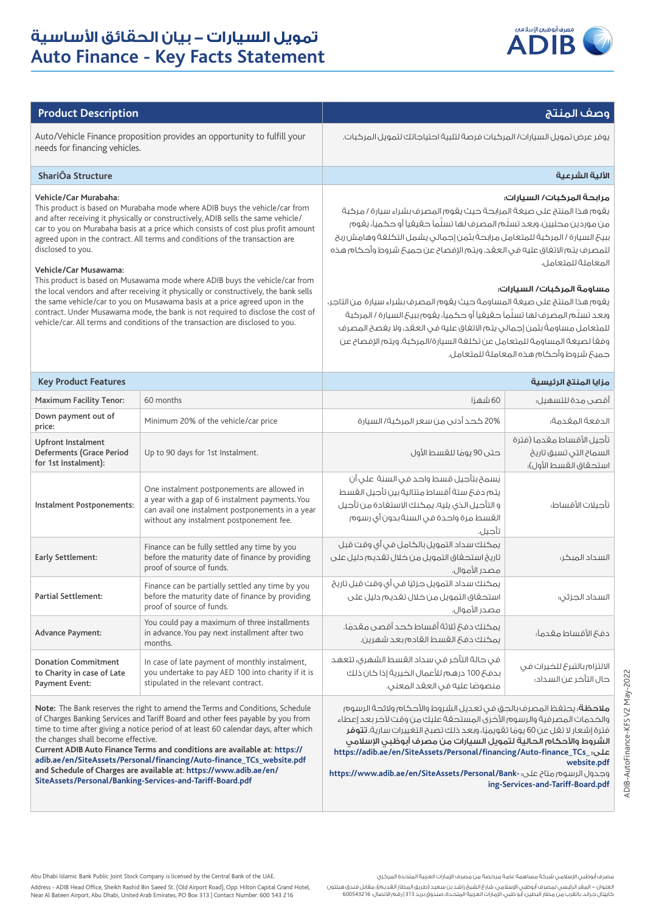# تمويل السيارات – بيان الحقائق الأساسية
# Auto Finance - Key Facts Statement

| Product Description | وصف المنتج |
|---|---|
| Auto/Vehicle Finance proposition provides an opportunity to fulfill your needs for financing vehicles. | يوفر عرض تمويل السيارات/ المركبات فرصة لتلبية احتياجاتك لتمويل المركبات. |
| **ShariÕa Structure** | **الآلية الشرعية** |
| **Vehicle/Car Murabaha:**<br>This product is based on Murabaha mode where ADIB buys the vehicle/car from and after receiving it physically or constructively, ADIB sells the same vehicle/car to you on Murabaha basis at a price which consists of cost plus profit amount agreed upon in the contract. All terms and conditions of the transaction are disclosed to you.<br><br>**Vehicle/Car Musawama:**<br>This product is based on Musawama mode where ADIB buys the vehicle/car from the local vendors and after receiving it physically or constructively, the bank sells the same vehicle/car to you on Musawama basis at a price agreed upon in the contract. Under Musawama mode, the bank is not required to disclose the cost of vehicle/car. All terms and conditions of the transaction are disclosed to you. | **مرابحة المركبات/ السيارات:**<br>يقوم هذا المنتج على صيغة المرابحة حيث يقوم المصرف بشراء سيارة / مركبة من موردين محليين، وبعد تسلّم المصرف لها تسلّماً حقيقياً أو حكمياً، يقوم ببيع السيارة / المركبة للمتعامل مرابحةً بثمن إجمالي يشمل التكلفة وهامش ربح للمصرف يتم الاتفاق عليه في العقد، ويتم الإفصاح عن جميع شروط وأحكام هذه المعاملة للمتعامل.<br><br>**مساومة المركبات/ السيارات:**<br>يقوم هذا المنتج على صيغة المساومة حيث يقوم المصرف بشراء سيارة من التاجر، وبعد تسلّم المصرف لها تسلّماً حقيقياً أو حكمياً، يقوم ببيع السيارة / المركبة للمتعامل مساومةً بثمن إجمالي يتم الاتفاق عليه في العقد، ولا يفصح المصرف وفقاً لصيغة المساومة للمتعامل عن تكلفة السيارة/المركبة، ويتم الإفصاح عن جميع شروط وأحكام هذه المعاملة للمتعامل. |

| Key Product Features | | مزايا المنتج الرئيسية | |
|---|---|---|---|
| Maximum Facility Tenor: | 60 months | 60 شهرًا | أقصى مدة للتسهيل: |
| Down payment out of price: | Minimum 20% of the vehicle/car price | 20% كحد أدنى من سعر المركبة/ السيارة | الدفعة المقدمة: |
| Upfront Instalment Deferments (Grace Period for 1st Instalment): | Up to 90 days for 1st Instalment. | حتى 90 يومًا للقسط الأول | تأجيل الأقساط مقدما (فترة السماح التي تسبق تاريخ استحقاق القسط الأول): |
| Instalment Postponements: | One instalment postponements are allowed in a year with a gap of 6 instalment payments. You can avail one instalment postponements in a year without any instalment postponement fee. | يُسمح بتأجيل قسط واحد في السنة على أن يتم دفع ستة أقساط متتالية بين تأجيل القسط و التأجيل الذي يليه. يمكنك الاستفادة من تأجيل القسط مرة واحدة في السنة بدون أي رسوم تأجيل. | تأجيلات الأقساط: |
| Early Settlement: | Finance can be fully settled any time by you before the maturity date of finance by providing proof of source of funds. | يمكنك سداد التمويل بالكامل في أي وقت قبل تاريخ استحقاق التمويل من خلال تقديم دليل على مصدر الأموال. | السداد المبكر: |
| Partial Settlement: | Finance can be partially settled any time by you before the maturity date of finance by providing proof of source of funds. | يمكنك سداد التمويل جزئيًا في أي وقت قبل تاريخ استحقاق التمويل من خلال تقديم دليل على مصدر الأموال. | السداد الجزئي: |
| Advance Payment: | You could pay a maximum of three installments in advance. You pay next installment after two months. | يمكنك دفع ثلاثة أقساط كحد أقصى مقدمًا. يمكنك دفع القسط القادم بعد شهرين. | دفع الأقساط مقدماً: |
| Donation Commitment to Charity in case of Late Payment Event: | In case of late payment of monthly instalment, you undertake to pay AED 100 into charity if it is stipulated in the relevant contract. | في حالة التأخر في سداد القسط الشهري، تتعهد بدفع 100 درهم للأعمال الخيرية إذا كان ذلك منصوص عليه في العقد المعني. | الالتزام بالتبرع للخيرات في حال التأخر عن السداد: |

**Note:** The Bank reserves the right to amend the Terms and Conditions, Schedule of Charges Banking Services and Tariff Board and other fees payable by you from time to time after giving a notice period of at least 60 calendar days, after which the changes shall become effective.
**Current ADIB Auto Finance Terms and conditions are available at: https://adib.ae/en/SiteAssets/Personal/financing/Auto-finance_TCs_website.pdf and Schedule of Charges are available at: https://www.adib.ae/en/SiteAssets/Personal/Banking-Services-and-Tariff-Board.pdf**

**ملاحظة:** يحتفظ المصرف بالحق في تعديل الشروط والأحكام ولائحة الرسوم والخدمات المصرفية والرسوم الأخرى المستحقة عليك من وقت لآخر بعد إعطاء فترة إشعار لا تقل عن 60 يومًا تقويميًا، وبعد ذلك تصبح التغييرات سارية. **تتوفر الشروط والأحكام الحالية لتمويل السيارات من مصرف أبوظبي الإسلامي على: https://adib.ae/en/SiteAssets/Personal/financing/Auto-finance_TCs_website.pdf**
وجدول الرسوم متاح على: **https://www.adib.ae/en/SiteAssets/Personal/Banking-Services-and-Tariff-Board.pdf**

ADIB-AutoFinance-KFS V2 May-2022

Abu Dhabi Islamic Bank Public Joint Stock Company is licensed by the Central Bank of the UAE.
Address - ADIB Head Office, Sheikh Rashid Bin Saeed St. (Old Airport Road), Opp. Hilton Capital Grand Hotel, Near Al Bateen Airport, Abu Dhabi, United Arab Emirates, PO Box 313 | Contact Number: 600 543 216

مصرف أبوظبي الإسلامي شركة مساهمة عامة مرخصة من مصرف الإمارات العربية المتحدة المركزي.
العنوان – المقر الرئيسي لمصرف أبوظبي الإسلامي، شارع الشيخ راشد بن سعيد (طريق المطار القديم)، مقابل فندق هيلتون كابيتال جراند، بالقرب من مطار البطين، أبو ظبي، الإمارات العربية المتحدة، صندوق بريد 313 | رقم الاتصال: 600543216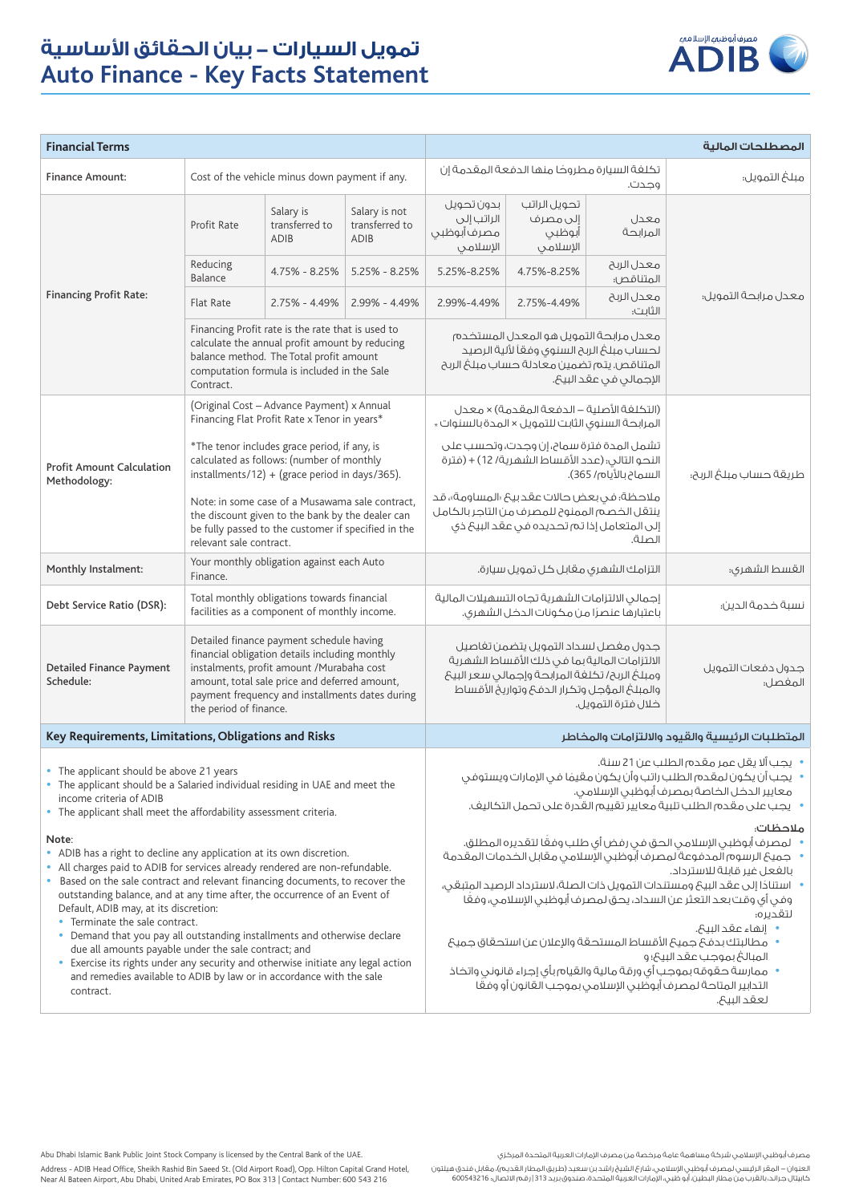# تمويل السيارات – بيان الحقائق الأساسية
# Auto Finance - Key Facts Statement

| Financial Terms | | | | | | المصطلحات المالية |
|---|---|---|---|---|---|---|
| Finance Amount: | Cost of the vehicle minus down payment if any. | | | تكلفة السيارة مطروحًا منها الدفعة المقدمة إن وجدت. | | مبلغ التمويل: |
| Financing Profit Rate: | Profit Rate | Salary is transferred to ADIB | Salary is not transferred to ADIB | بدون تحويل الراتب إلى مصرف أبوظبي الإسلامي | تحويل الراتب إلى مصرف أبوظبي الإسلامي | معدل المرابحة | معدل مرابحة التمويل: |
| | Reducing Balance | 4.75% - 8.25% | 5.25% - 8.25% | 5.25%-8.25% | 4.75%-8.25% | معدل الربح المتناقص: | |
| | Flat Rate | 2.75% - 4.49% | 2.99% - 4.49% | 2.99%-4.49% | 2.75%-4.49% | معدل الربح الثابت: | |
| | Financing Profit rate is the rate that is used to calculate the annual profit amount by reducing balance method. The Total profit amount computation formula is included in the Sale Contract. | | | معدل مرابحة التمويل هو المعدل المستخدم لحساب مبلغ الربح السنوي وفقا لآلية الرصيد المتناقص. يتم تضمين معادلة حساب مبلغ الربح الإجمالي في عقد البيع. | | |
| Profit Amount Calculation Methodology: | (Original Cost – Advance Payment) x Annual Financing Flat Profit Rate x Tenor in years* | | | (التكلفة الأصلية – الدفعة المقدمة) × معدل المرابحة السنوي الثابت للتمويل × المدة بالسنوات* | | طريقة حساب مبلغ الربح: |
| | *The tenor includes grace period, if any, is calculated as follows: (number of monthly installments/12) + (grace period in days/365). | | | تشمل المدة فترة سماح، إن وجدت، وتحسب على النحو التالي: (عدد الأقساط الشهرية/ 12) + (فترة السماح بالأيام/ 365). | | |
| | Note: in some case of a Musawama sale contract, the discount given to the bank by the dealer can be fully passed to the customer if specified in the relevant sale contract. | | | ملاحظة: في بعض حالات عقد بيع "المساومة"، قد ينتقل الخصم الممنوح للمصرف من التاجر بالكامل إلى المتعامل إذا تم تحديده في عقد البيع ذي الصلة. | | |
| Monthly Instalment: | Your monthly obligation against each Auto Finance. | | | التزامك الشهري مقابل كل تمويل سيارة. | | القسط الشهري: |
| Debt Service Ratio (DSR): | Total monthly obligations towards financial facilities as a component of monthly income. | | | إجمالي الالتزامات الشهرية تجاه التسهيلات المالية باعتبارها عنصرًا من مكونات الدخل الشهري. | | نسبة خدمة الدين: |
| Detailed Finance Payment Schedule: | Detailed finance payment schedule having financial obligation details including monthly instalments, profit amount /Murabaha cost amount, total sale price and deferred amount, payment frequency and installments dates during the period of finance. | | | جدول مفصل لسداد التمويل يتضمن تفاصيل الالتزامات المالية بما في ذلك الأقساط الشهرية ومبلغ الربح/ تكلفة المرابحة وإجمالي سعر البيع والمبلغ المؤجل وتكرار الدفع وتواريخ الأقساط خلال فترة التمويل. | | جدول دفعات التمويل المفصل: |

## Key Requirements, Limitations, Obligations and Risks

- The applicant should be above 21 years
- The applicant should be a Salaried individual residing in UAE and meet the income criteria of ADIB
- The applicant shall meet the affordability assessment criteria.

**Note**:
- ADIB has a right to decline any application at its own discretion.
- All charges paid to ADIB for services already rendered are non-refundable.
- Based on the sale contract and relevant financing documents, to recover the outstanding balance, and at any time after, the occurrence of an Event of Default, ADIB may, at its discretion:
  - Terminate the sale contract.
  - Demand that you pay all outstanding installments and otherwise declare due all amounts payable under the sale contract; and
  - Exercise its rights under any security and otherwise initiate any legal action and remedies available to ADIB by law or in accordance with the sale contract.

## المتطلبات الرئيسية والقيود والالتزامات والمخاطر

- يجب ألا يقل عمر مقدم الطلب عن 21 سنة.
- يجب أن يكون لمقدم الطلب راتب وأن يكون مقيمًا في الإمارات ويستوفي معايير الدخل الخاصة بمصرف أبوظبي الإسلامي.
- يجب على مقدم الطلب تلبية معايير تقييم القدرة على تحمل التكاليف.

**ملاحظات:**
- لمصرف أبوظبي الإسلامي الحق في رفض أي طلب وفقًا لتقديره المطلق.
- جميع الرسوم المدفوعة لمصرف أبوظبي الإسلامي مقابل الخدمات المقدمة بالفعل غير قابلة للاسترداد.
- استنادًا إلى عقد البيع ومستندات التمويل ذات الصلة، لاسترداد الرصيد المتبقي، وفي أي وقت بعد التعثر عن السداد، يحق لمصرف أبوظبي الإسلامي، وفقًا لتقديره:
  - إنهاء عقد البيع.
  - مطالبتك بدفع جميع الأقساط المستحقة والإعلان عن استحقاق جميع المبالغ بموجب عقد البيع؛ و
  - ممارسة حقوقه بموجب أي ورقة مالية والقيام بأي إجراء قانوني واتخاذ التدابير المتاحة لمصرف أبوظبي الإسلامي بموجب القانون أو وفقًا لعقد البيع.

Abu Dhabi Islamic Bank Public Joint Stock Company is licensed by the Central Bank of the UAE.

Address - ADIB Head Office, Sheikh Rashid Bin Saeed St. (Old Airport Road), Opp. Hilton Capital Grand Hotel, Near Al Bateen Airport, Abu Dhabi, United Arab Emirates, PO Box 313 | Contact Number: 600 543 216

مصرف أبوظبي الإسلامي شركة مساهمة عامة مرخصة من مصرف الإمارات العربية المتحدة المركزي.

العنوان – المقر الرئيسي لمصرف أبوظبي الإسلامي، شارع الشيخ راشد بن سعيد (طريق المطار القديم)، مقابل فندق هيلتون كابيتال جراند، بالقرب من مطار البطين، أبو ظبي، الإمارات العربية المتحدة، صندوق بريد 313 | رقم الاتصال: 600543216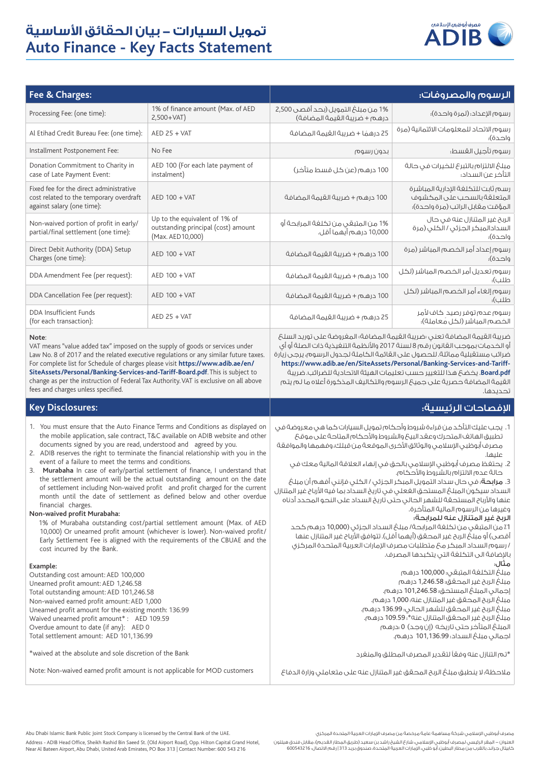# تمويل السيارات – بيان الحقائق الأساسية
# Auto Finance - Key Facts Statement

| Fee & Charges: | | الرسوم والمصروفات: | |
|---|---|---|---|
| Processing Fee: (one time): | 1% of finance amount (Max. of AED 2,500+VAT) | 1% من مبلغ التمويل (بحد أقصى 2,500 درهم + ضريبة القيمة المضافة) | رسوم الإعداد: (لمرة واحدة): |
| Al Etihad Credit Bureau Fee: (one time): | AED 25 + VAT | 25 درهمًا + ضريبة القيمة المضافة | رسوم الاتحاد للمعلومات الائتمانية (مرة واحدة): |
| Installment Postponement Fee: | No Fee | بدون رسوم | رسوم تأجيل القسط: |
| Donation Commitment to Charity in case of Late Payment Event: | AED 100 (For each late payment of instalment) | 100 درهم (عن كل قسط متأخر) | مبلغ الالتزام بالتبرع للخيرات في حالة التأخر عن السداد: |
| Fixed fee for the direct administrative cost related to the temporary overdraft against salary (one time): | AED 100 + VAT | 100 درهم + ضريبة القيمة المضافة | رسم ثابت للتكلفة الإدارية المباشرة المتعلقة بالسحب على المكشوف المؤقت مقابل الراتب (مرة واحدة): |
| Non-waived portion of profit in early/ partial/final settlement (one time): | Up to the equivalent of 1% of outstanding principal (cost) amount (Max. AED10,000) | 1% من المتبقي من تكلفة المرابحة أو 10,000 درهم أيهما أقل. | الربح غير المتنازل عنه في حال السدادالمبكر الجزئي / الكلي (مرة واحدة): |
| Direct Debit Authority (DDA) Setup Charges (one time): | AED 100 + VAT | 100 درهم + ضريبة القيمة المضافة | رسوم إعداد أمر الخصم المباشر (مرة واحدة): |
| DDA Amendment Fee (per request): | AED 100 + VAT | 100 درهم + ضريبة القيمة المضافة | رسوم تعديل أمر الخصم المباشر (لكل طلب): |
| DDA Cancellation Fee (per request): | AED 100 + VAT | 100 درهم + ضريبة القيمة المضافة | رسوم إلغاء أمر الخصم المباشر (لكل طلب): |
| DDA Insufficient Funds (for each transaction): | AED 25 + VAT | 25 درهم + ضريبة القيمة المضافة | رسوم عدم توفر رصيد كاف لأمر الخصم المباشر (لكل معاملة): |

**Note**:
VAT means "value added tax" imposed on the supply of goods or services under Law No. 8 of 2017 and the related executive regulations or any similar future taxes. For complete list for Schedule of charges please visit **https://www.adib.ae/en/SiteAssets/Personal/Banking-Services-and-Tariff-Board.pdf**. This is subject to change as per the instruction of Federal Tax Authority. VAT is exclusive on all above fees and charges unless specified.

ضريبة القيمة المضافة تعني «ضريبة القيمة المضافة» المفروضة على توريد السلع أو الخدمات بموجب القانون رقم 8 لسنة 2017 والأنظمة التنفيذية ذات الصلة أو أي ضرائب مستقبلية مماثلة. للحصول على القائمة الكاملة لجدول الرسوم، يرجى زيارة **https://www.adib.ae/en/SiteAssets/Personal/Banking-Services-and-Tariff-Board.pdf**. يخضع هذا للتغيير حسب تعليمات الهيئة الاتحادية للضرائب. ضريبة القيمة المضافة حصرية على جميع الرسوم والتكاليف المذكورة أعلاه ما لم يتم تحديدها.

## Key Disclosures:

1. You must ensure that the Auto Finance Terms and Conditions as displayed on the mobile application, sale contract, T&C available on ADIB website and other documents signed by you are read, understood and agreed by you.
2. ADIB reserves the right to terminate the financial relationship with you in the event of a failure to meet the terms and conditions.
3. **Murabaha** In case of early/partial settlement of finance, I understand that the settlement amount will be the actual outstanding amount on the date of settlement including Non-waived profit and profit charged for the current month until the date of settlement as defined below and other overdue financial charges.

**Non-waived profit Murabaha:**

1% of Murabaha outstanding cost/partial settlement amount (Max. of AED 10,000) Or unearned profit amount (whichever is lower). Non-waived profit/ Early Settlement Fee is aligned with the requirements of the CBUAE and the cost incurred by the Bank.

**Example:**
Outstanding cost amount: AED 100,000
Unearned profit amount: AED 1,246.58
Total outstanding amount: AED 101,246.58
Non-waived earned profit amount: AED 1,000
Unearned profit amount for the existing month: 136.99
Waived unearned profit amount* : AED 109.59
Overdue amount to date (if any): AED 0
Total settlement amount: AED 101,136.99

*waived at the absolute and sole discretion of the Bank

Note: Non-waived earned profit amount is not applicable for MOD customers

## الإفصاحات الرئيسية:

1. يجب عليك التأكد من قراءة شروط وأحكام تمويل السيارات كما هي معروضة في تطبيق الهاتف المتحرك وعقد البيع والشروط والأحكام المتاحة على موقع مصرف أبوظبي الإسلامي والوثائق الأخرى الموقعة من قبلك، وفهمها والموافقة عليها.
2. يحتفظ مصرف أبوظبي الإسلامي بالحق في إنهاء العلاقة المالية معك في حالة عدم الالتزام بالشروط والأحكام.
3. **مرابحة**: في حال سداد التمويل المبكر الجزئي / الكلي فإنني أفهم أن مبلغ السداد سيكون المبلغ المستحق الفعلي في تاريخ السداد بما فيه الأرباح غير المتنازل عنها والأرباح المستحقة للشهر الحالي حتى تاريخ السداد على النحو المحدد أدناه وغيرها من الرسوم المالية المتأخرة.

**الربح غير المتنازل عنه للمرابحة:**

1٪ من المتبقي من تكلفة المرابحة/ مبلغ السداد الجزئي (10,000 درهم كحد أقصى) أو مبلغ الربح غير المحقق (أيهما أقل). تتوافق الأرباح غير المتنازل عنها / رسوم السداد المبكر مع متطلبات مصرف الإمارات العربية المتحدة المركزي بالإضافة الى التكلفة التي يتكبدها المصرف.

**مثال**:
مبلغ التكلفة المتبقي: 100,000 درهم
مبلغ الربح غير المحقق: 1,246.58 درهم
إجمالي المبلغ المستحق: 101,246.58 درهم.
مبلغ الربح المحقق غير المتنازل عنه: 1,000 درهم.
مبلغ الربح غير المحقق للشهر الحالي: 136.99 درهم.
مبلغ الربح غير المحقق المتنازل عنه*: 109.59 درهم.
المبلغ المتأخر حتى تاريخه (إن وجد) 0 درهم
إجمالي مبلغ السداد: 101,136.99 درهم.

*تم التنازل عنه وفقاً لتقدير المصرف المطلق والمنفرد

ملاحظة: لا ينطبق مبلغ الربح المحقق غير المتنازل عنه على متعاملي وزارة الدفاع

Abu Dhabi Islamic Bank Public Joint Stock Company is licensed by the Central Bank of the UAE.

Address - ADIB Head Office, Sheikh Rashid Bin Saeed St. (Old Airport Road), Opp. Hilton Capital Grand Hotel, Near Al Bateen Airport, Abu Dhabi, United Arab Emirates, PO Box 313 | Contact Number: 600 543 216

مصرف أبوظبي الإسلامي شركة مساهمة عامة مرخصة من مصرف الإمارات العربية المتحدة المركزي.

العنوان - المقر الرئيسي لمصرف أبوظبي الإسلامي، شارع الشيخ راشد بن سعيد (طريق المطار القديم)، مقابل فندق هيلتون كابيتال جراند، بالقرب من مطار البطين، أبو ظبي، الإمارات العربية المتحدة، صندوق بريد 313 | رقم الاتصال: 600543216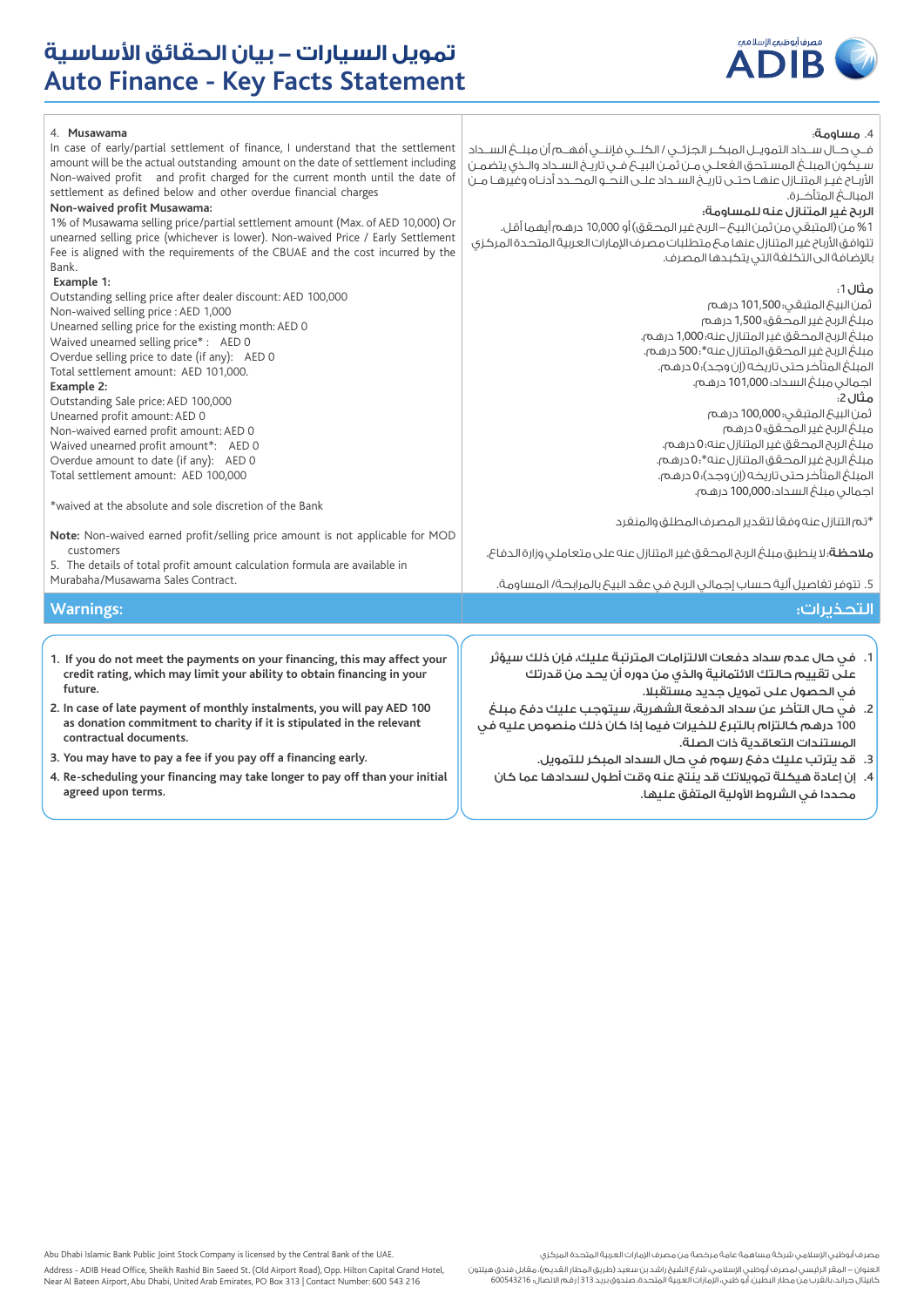# تمويل السيارات – بيان الحقائق الأساسية
# Auto Finance - Key Facts Statement

4. **Musawama**

In case of early/partial settlement of finance, I understand that the settlement amount will be the actual outstanding amount on the date of settlement including Non-waived profit and profit charged for the current month until the date of settlement as defined below and other overdue financial charges

**Non-waived profit Musawama:**

1% of Musawama selling price/partial settlement amount (Max. of AED 10,000) Or unearned selling price (whichever is lower). Non-waived Price / Early Settlement Fee is aligned with the requirements of the CBUAE and the cost incurred by the Bank.

**Example 1:**

Outstanding selling price after dealer discount: AED 100,000
Non-waived selling price : AED 1,000
Unearned selling price for the existing month: AED 0
Waived unearned selling price* : AED 0
Overdue selling price to date (if any): AED 0
Total settlement amount: AED 101,000.

**Example 2:**

Outstanding Sale price: AED 100,000
Unearned profit amount: AED 0
Non-waived earned profit amount: AED 0
Waived unearned profit amount*: AED 0
Overdue amount to date (if any): AED 0
Total settlement amount: AED 100,000

*waived at the absolute and sole discretion of the Bank

**Note:** Non-waived earned profit/selling price amount is not applicable for MOD customers

5. The details of total profit amount calculation formula are available in Murabaha/Musawama Sales Contract.

4. **مساومة:**

في حال سداد التمويل المبكر الجزئي / الكلي فإنني أفهم أن مبلغ السداد سيكون المبلغ المستحق الفعلي من ثمن البيع في تاريخ السداد والذي يتضمن الأرباح غير المتنازل عنها حتى تاريخ السداد على النحو المحدد أدناه وغيرها من المبالغ المتأخرة.

**الربح غير المتنازل عنه للمساومة:**

1% من (المتبقي من ثمن البيع – الربح غير المحقق) أو 10,000 درهم أيهما أقل. تتوافق الأرباح غير المتنازل عنها مع متطلبات مصرف الإمارات العربية المتحدة المركزي بالإضافة الى التكلفة التي يتكبدها المصرف.

**مثال 1:**

ثمن البيع المتبقي: 101,500 درهم
مبلغ الربح غير المحقق: 1,500 درهم
مبلغ الربح المحقق غير المتنازل عنه: 1,000 درهم.
مبلغ الربح غير المحقق المتنازل عنه*: 500 درهم.
المبلغ المتأخر حتى تاريخه (إن وجد): 0 درهم.
اجمالي مبلغ السداد: 101,000 درهم.

**مثال 2:**

ثمن البيع المتبقي: 100,000 درهم
مبلغ الربح غير المحقق: 0 درهم
مبلغ الربح المحقق غير المتنازل عنه: 0 درهم.
مبلغ الربح غير المحقق المتنازل عنه*: 0 درهم.
المبلغ المتأخر حتى تاريخه (إن وجد): 0 درهم.
اجمالي مبلغ السداد: 100,000 درهم.

*تم التنازل عنه وفقا لتقدير المصرف المطلق والمنفرد

**ملاحظة:** لا ينطبق مبلغ الربح المحقق غير المتنازل عنه على متعاملي وزارة الدفاع.

5. تتوفر تفاصيل آلية حساب إجمالي الربح في عقد البيع بالمرابحة/ المساومة.

## Warnings:

1. **If you do not meet the payments on your financing, this may affect your credit rating, which may limit your ability to obtain financing in your future.**
2. **In case of late payment of monthly instalments, you will pay AED 100 as donation commitment to charity if it is stipulated in the relevant contractual documents.**
3. **You may have to pay a fee if you pay off a financing early.**
4. **Re-scheduling your financing may take longer to pay off than your initial agreed upon terms.**

## التحذيرات:

1. **في حال عدم سداد دفعات الالتزامات المترتبة عليك، فإن ذلك سيؤثر على تقييم حالتك الائتمانية والذي من دوره أن يحد من قدرتك في الحصول على تمويل جديد مستقبلا.**
2. **في حال التأخر عن سداد الدفعة الشهرية، سيتوجب عليك دفع مبلغ 100 درهم كالتزام بالتبرع للخيرات فيما إذا كان ذلك منصوص عليه في المستندات التعاقدية ذات الصلة.**
3. **قد يترتب عليك دفع رسوم في حال السداد المبكر للتمويل.**
4. **إن إعادة هيكلة تمويلاتك قد ينتج عنه وقت أطول لسدادها عما كان محددا في الشروط الأولية المتفق عليها.**

Abu Dhabi Islamic Bank Public Joint Stock Company is licensed by the Central Bank of the UAE.
Address - ADIB Head Office, Sheikh Rashid Bin Saeed St. (Old Airport Road), Opp. Hilton Capital Grand Hotel, Near Al Bateen Airport, Abu Dhabi, United Arab Emirates, PO Box 313 | Contact Number: 600 543 216

مصرف أبوظبي الإسلامي شركة مساهمة عامة مرخصة من مصرف الإمارات العربية المتحدة المركزي.
العنوان – المقر الرئيسي لمصرف أبوظبي الإسلامي، شارع الشيخ راشد بن سعيد (طريق المطار القديم)، مقابل فندق هيلتون كابيتال جراند، بالقرب من مطار البطين، أبو ظبي، الإمارات العربية المتحدة، صندوق بريد 313 | رقم الاتصال: 600543216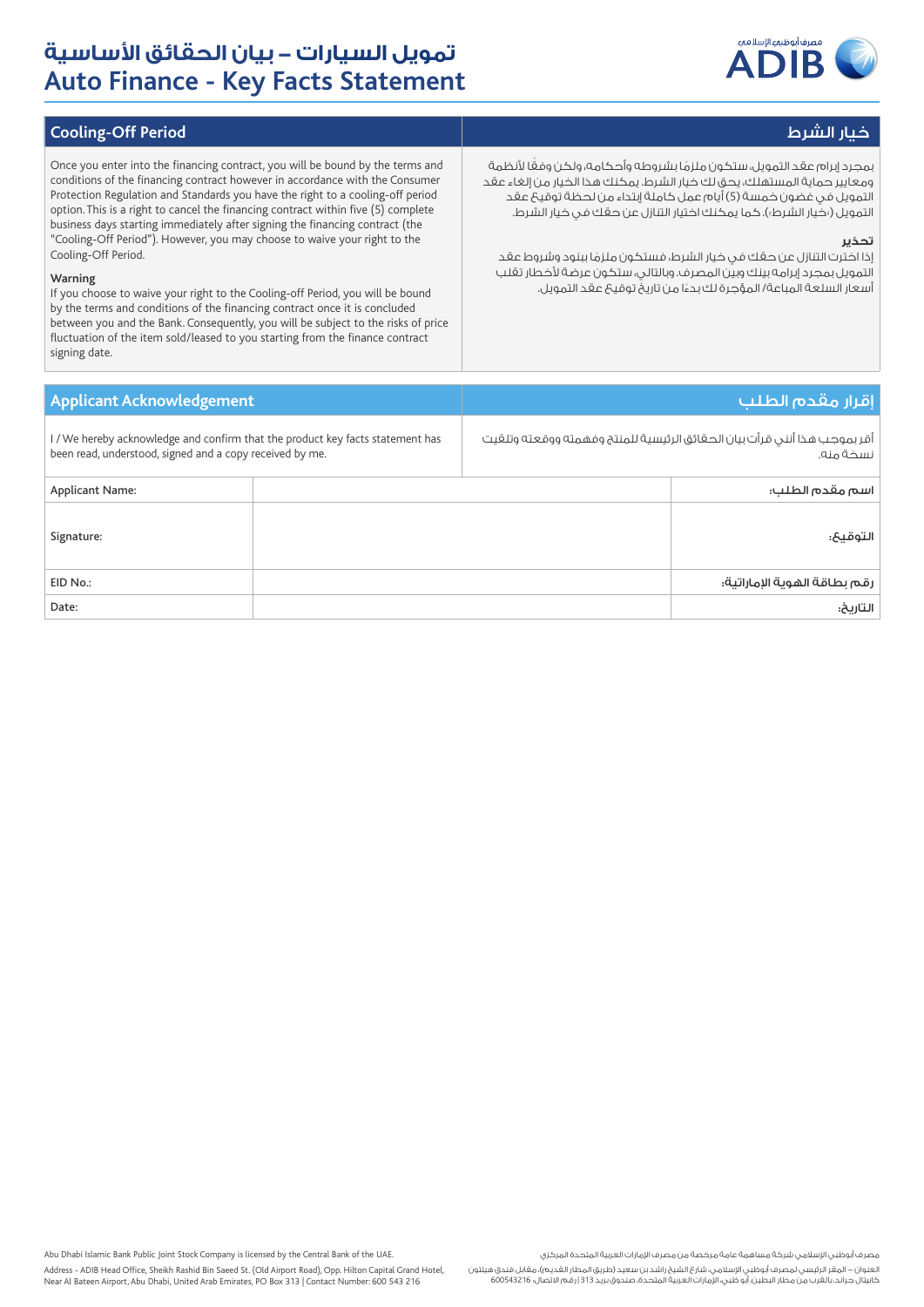# تمويل السيارات – بيان الحقائق الأساسية
# Auto Finance - Key Facts Statement

## Cooling-Off Period

Once you enter into the financing contract, you will be bound by the terms and conditions of the financing contract however in accordance with the Consumer Protection Regulation and Standards you have the right to a cooling-off period option. This is a right to cancel the financing contract within five (5) complete business days starting immediately after signing the financing contract (the "Cooling-Off Period"). However, you may choose to waive your right to the Cooling-Off Period.

**Warning**
If you choose to waive your right to the Cooling-off Period, you will be bound by the terms and conditions of the financing contract once it is concluded between you and the Bank. Consequently, you will be subject to the risks of price fluctuation of the item sold/leased to you starting from the finance contract signing date.

## خيار الشرط

بمجرد إبرام عقد التمويل، ستكون ملزمًا بشروطه وأحكامه، ولكن وفقًا لأنظمة ومعايير حماية المستهلك، يحق لك خيار الشرط. يمكنك هذا الخيار من إلغاء عقد التمويل في غضون خمسة (5) أيام عمل كاملة إبتداء من لحظة توقيع عقد التمويل («خيار الشرط»). كما يمكنك اختيار التنازل عن حقك في خيار الشرط.

**تحذير**
إذا اخترت التنازل عن حقك في خيار الشرط، فستكون ملزمًا ببنود وشروط عقد التمويل بمجرد إبرامه بينك وبين المصرف. وبالتالي، ستكون عرضة لأخطار تقلب أسعار السلعة المباعة/ المؤجرة لك بدءًا من تاريخ توقيع عقد التمويل.

## Applicant Acknowledgement / إقرار مقدم الطلب

I / We hereby acknowledge and confirm that the product key facts statement has been read, understood, signed and a copy received by me.

أقر بموجب هذا أنني قرأت بيان الحقائق الرئيسية للمنتج وفهمته ووقعته وتلقيت نسخة منه.

| | | |
|---|---|---|
| Applicant Name: | | اسم مقدم الطلب: |
| Signature: | | التوقيع: |
| EID No.: | | رقم بطاقة الهوية الإماراتية: |
| Date: | | التاريخ: |

Abu Dhabi Islamic Bank Public Joint Stock Company is licensed by the Central Bank of the UAE.

Address - ADIB Head Office, Sheikh Rashid Bin Saeed St. (Old Airport Road), Opp. Hilton Capital Grand Hotel, Near Al Bateen Airport, Abu Dhabi, United Arab Emirates, PO Box 313 | Contact Number: 600 543 216

مصرف أبوظبي الإسلامي شركة مساهمة عامة مرخصة من مصرف الإمارات العربية المتحدة المركزي

العنوان – المقر الرئيسي لمصرف أبوظبي الإسلامي، شارع الشيخ راشد بن سعيد (طريق المطار القديم)، مقابل فندق هيلتون كابيتال جراند، بالقرب من مطار البطين، أبو ظبي، الإمارات العربية المتحدة، صندوق بريد 313 | رقم الاتصال: 600543216